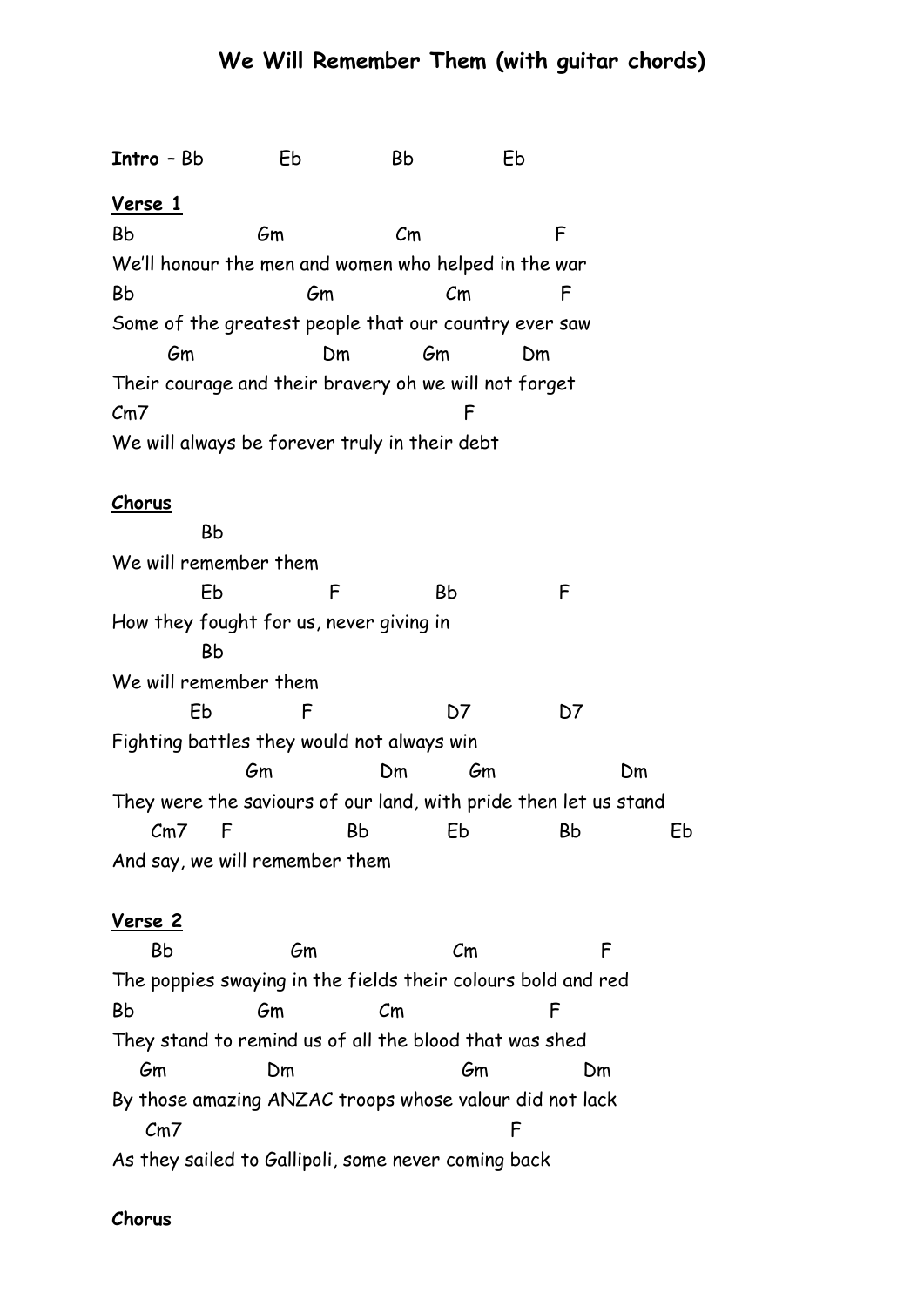# We Will Remember Them (with guitar chords)

**Intro** – Bb Eb Bb Eb

**Verse 1**

```
Bb                 Gm                Cm                  F
We'll honour the men and women who helped in the war
Bb                       Gm                Cm             F
Some of the greatest people that our country ever saw
        Gm                    Dm           Gm           Dm
Their courage and their bravery oh we will not forget
Cm7                                                F
We will always be forever truly in their debt
```

**Chorus**

```
             Bb
We will remember them
             Eb                F              Bb                F
How they fought for us, never giving in
             Bb
We will remember them
           Eb             F                       D7              D7
Fighting battles they would not always win
                    Gm                 Dm          Gm                   Dm
They were the saviours of our land, with pride then let us stand
      Cm7     F                 Bb             Eb               Bb              Eb
And say, we will remember them
```

**Verse 2**

```
      Bb                 Gm                      Cm                  F
The poppies swaying in the fields their colours bold and red
Bb                 Gm                Cm                  F
They stand to remind us of all the blood that was shed
    Gm               Dm                          Gm              Dm
By those amazing ANZAC troops whose valour did not lack
     Cm7                                                  F
As they sailed to Gallipoli, some never coming back
```

**Chorus**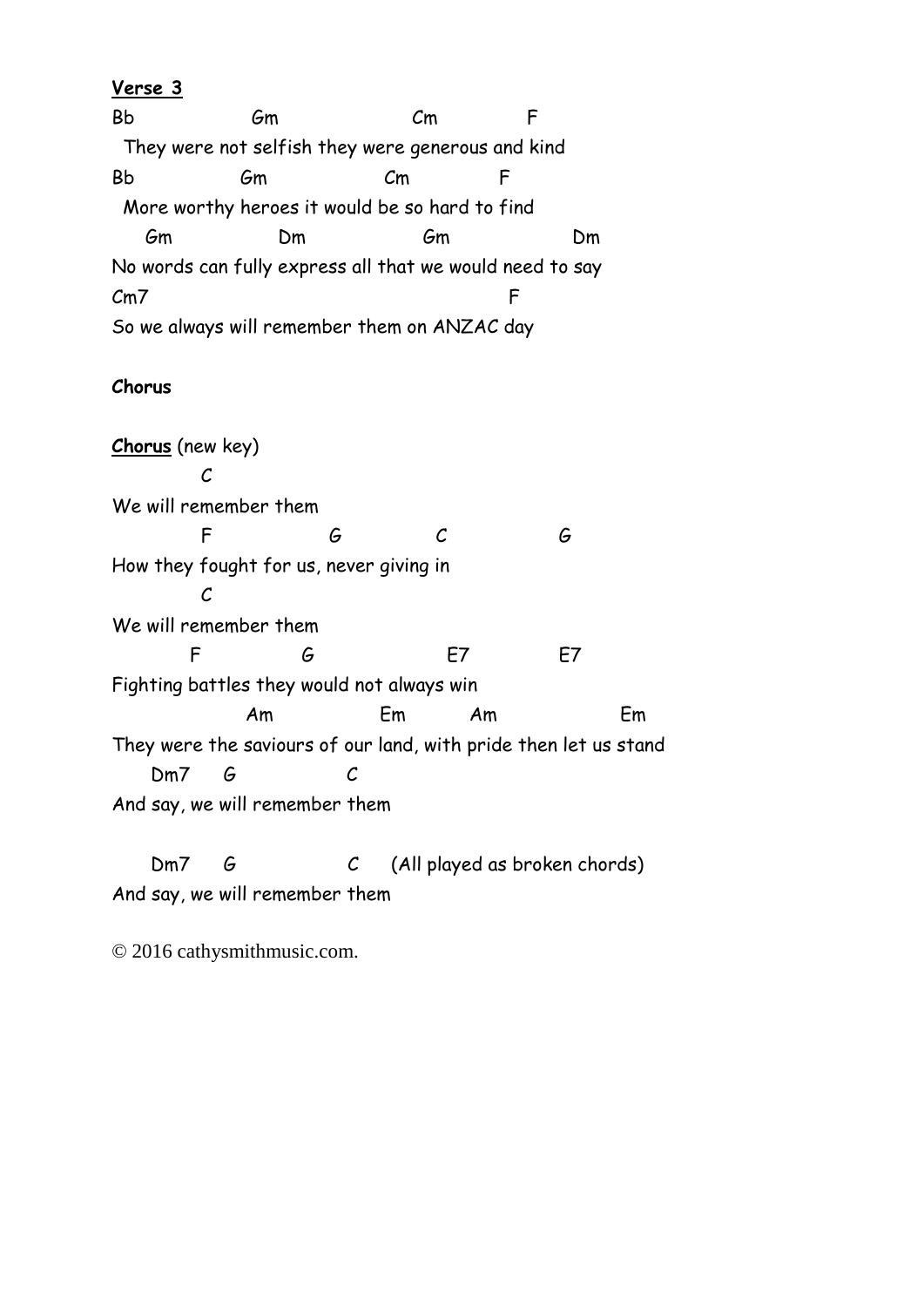**<u>Verse 3</u>**

```
Bb              Gm                  Cm            F
  They were not selfish they were generous and kind
Bb              Gm                Cm            F
  More worthy heroes it would be so hard to find
   Gm              Dm                 Gm                 Dm
No words can fully express all that we would need to say
Cm7                                                   F
So we always will remember them on ANZAC day
```

**Chorus**

**<u>Chorus</u>** (new key)

```
            C
We will remember them
            F              G            C                G
How they fought for us, never giving in
            C
We will remember them
           F              G                  E7            E7
Fighting battles they would not always win
                  Am              Em          Am                 Em
They were the saviours of our land, with pride then let us stand
     Dm7    G              C
And say, we will remember them

     Dm7    G              C     (All played as broken chords)
And say, we will remember them
```

© 2016 cathysmithmusic.com.